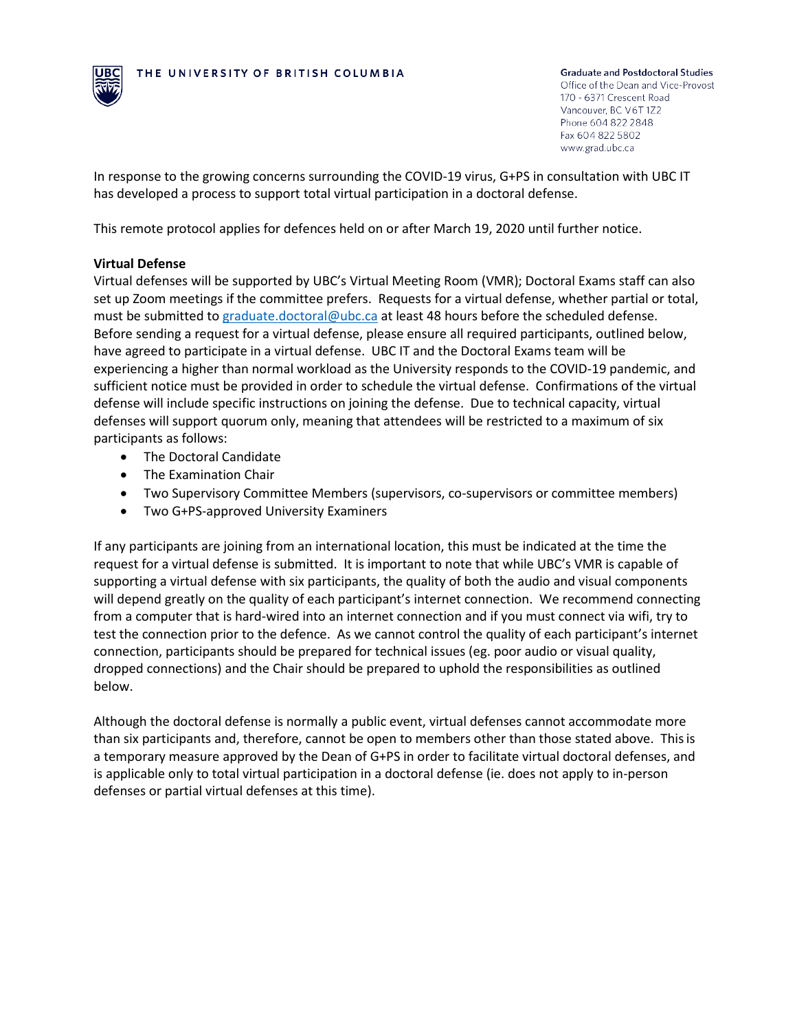THE UNIVERSITY OF BRITISH COLUMBIA

**Graduate and Postdoctoral Studies**
Office of the Dean and Vice-Provost
170 - 6371 Crescent Road
Vancouver, BC V6T 1Z2
Phone 604 822 2848
Fax 604 822 5802
www.grad.ubc.ca

In response to the growing concerns surrounding the COVID-19 virus, G+PS in consultation with UBC IT has developed a process to support total virtual participation in a doctoral defense.

This remote protocol applies for defences held on or after March 19, 2020 until further notice.

**Virtual Defense**

Virtual defenses will be supported by UBC's Virtual Meeting Room (VMR); Doctoral Exams staff can also set up Zoom meetings if the committee prefers. Requests for a virtual defense, whether partial or total, must be submitted to graduate.doctoral@ubc.ca at least 48 hours before the scheduled defense. Before sending a request for a virtual defense, please ensure all required participants, outlined below, have agreed to participate in a virtual defense. UBC IT and the Doctoral Exams team will be experiencing a higher than normal workload as the University responds to the COVID-19 pandemic, and sufficient notice must be provided in order to schedule the virtual defense. Confirmations of the virtual defense will include specific instructions on joining the defense. Due to technical capacity, virtual defenses will support quorum only, meaning that attendees will be restricted to a maximum of six participants as follows:

- The Doctoral Candidate
- The Examination Chair
- Two Supervisory Committee Members (supervisors, co-supervisors or committee members)
- Two G+PS-approved University Examiners

If any participants are joining from an international location, this must be indicated at the time the request for a virtual defense is submitted. It is important to note that while UBC's VMR is capable of supporting a virtual defense with six participants, the quality of both the audio and visual components will depend greatly on the quality of each participant's internet connection. We recommend connecting from a computer that is hard-wired into an internet connection and if you must connect via wifi, try to test the connection prior to the defence. As we cannot control the quality of each participant's internet connection, participants should be prepared for technical issues (eg. poor audio or visual quality, dropped connections) and the Chair should be prepared to uphold the responsibilities as outlined below.

Although the doctoral defense is normally a public event, virtual defenses cannot accommodate more than six participants and, therefore, cannot be open to members other than those stated above. This is a temporary measure approved by the Dean of G+PS in order to facilitate virtual doctoral defenses, and is applicable only to total virtual participation in a doctoral defense (ie. does not apply to in-person defenses or partial virtual defenses at this time).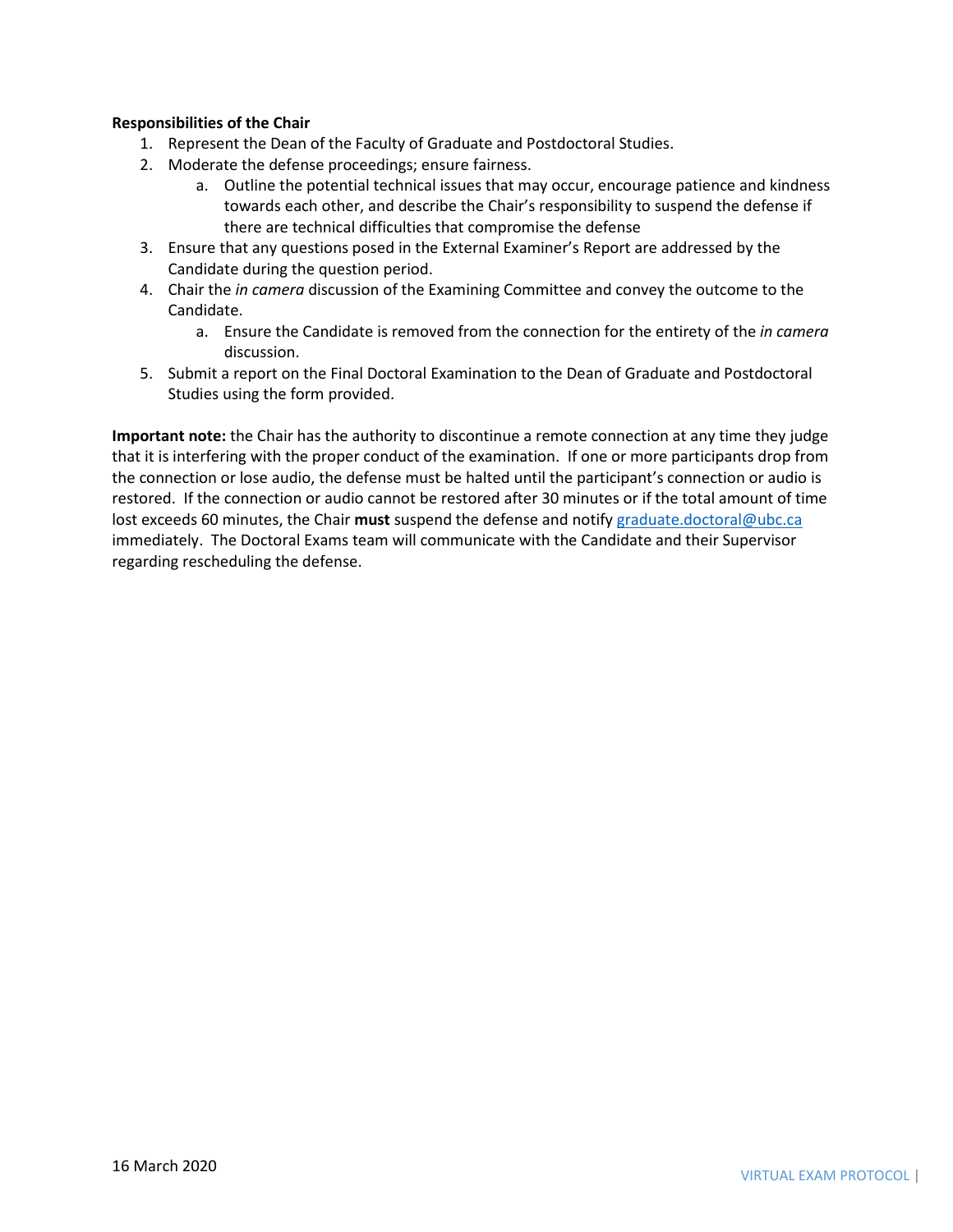**Responsibilities of the Chair**

1. Represent the Dean of the Faculty of Graduate and Postdoctoral Studies.
2. Moderate the defense proceedings; ensure fairness.
    a. Outline the potential technical issues that may occur, encourage patience and kindness towards each other, and describe the Chair's responsibility to suspend the defense if there are technical difficulties that compromise the defense
3. Ensure that any questions posed in the External Examiner's Report are addressed by the Candidate during the question period.
4. Chair the *in camera* discussion of the Examining Committee and convey the outcome to the Candidate.
    a. Ensure the Candidate is removed from the connection for the entirety of the *in camera* discussion.
5. Submit a report on the Final Doctoral Examination to the Dean of Graduate and Postdoctoral Studies using the form provided.

**Important note:** the Chair has the authority to discontinue a remote connection at any time they judge that it is interfering with the proper conduct of the examination. If one or more participants drop from the connection or lose audio, the defense must be halted until the participant's connection or audio is restored. If the connection or audio cannot be restored after 30 minutes or if the total amount of time lost exceeds 60 minutes, the Chair **must** suspend the defense and notify graduate.doctoral@ubc.ca immediately. The Doctoral Exams team will communicate with the Candidate and their Supervisor regarding rescheduling the defense.